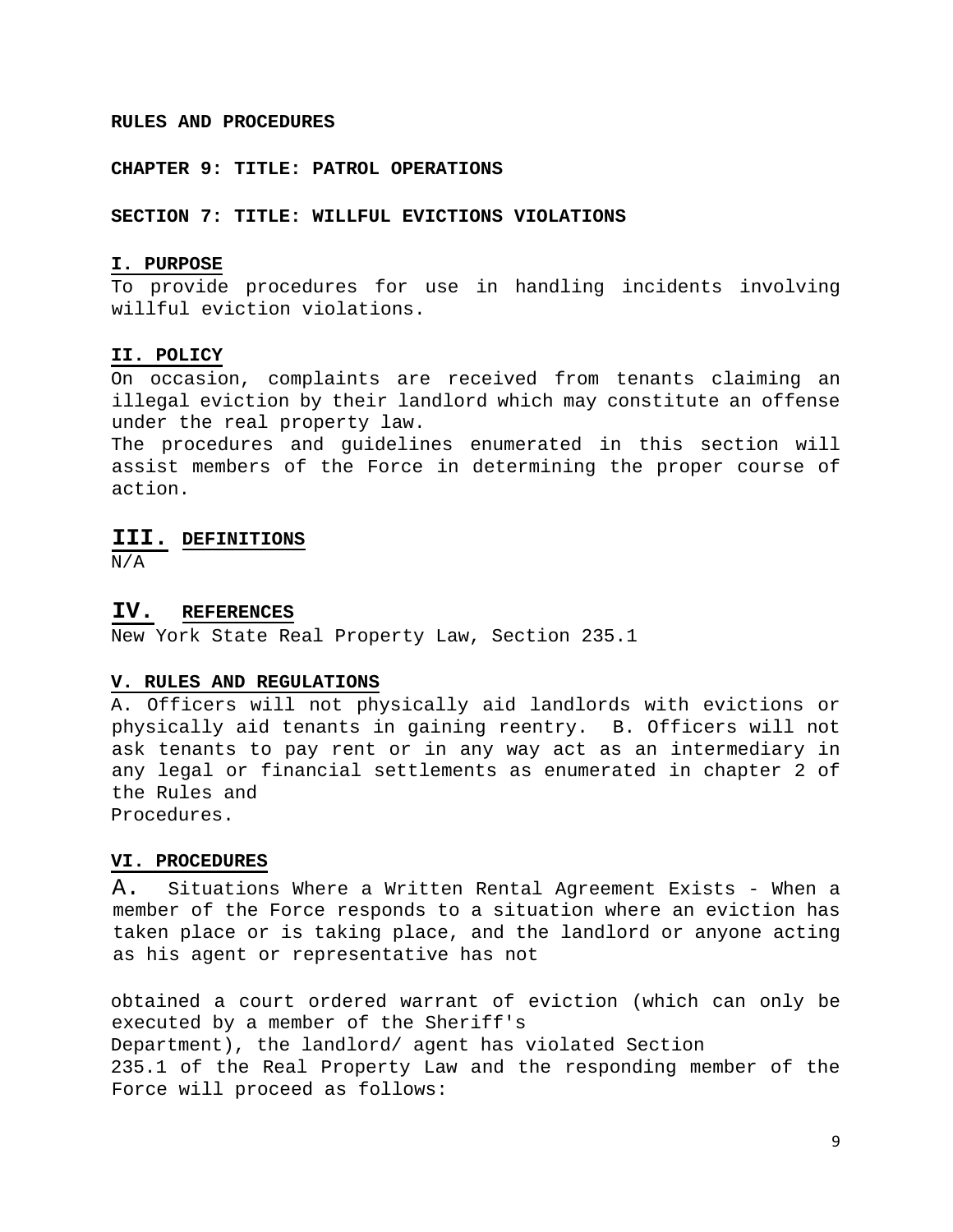**RULES AND PROCEDURES**

**CHAPTER 9: TITLE: PATROL OPERATIONS**

**SECTION 7: TITLE: WILLFUL EVICTIONS VIOLATIONS**

## I. PURPOSE

To provide procedures for use in handling incidents involving willful eviction violations.

## II. POLICY

On occasion, complaints are received from tenants claiming an illegal eviction by their landlord which may constitute an offense under the real property law.

The procedures and guidelines enumerated in this section will assist members of the Force in determining the proper course of action.

## III. DEFINITIONS

N/A

## IV. REFERENCES

New York State Real Property Law, Section 235.1

## V. RULES AND REGULATIONS

A. Officers will not physically aid landlords with evictions or physically aid tenants in gaining reentry. B. Officers will not ask tenants to pay rent or in any way act as an intermediary in any legal or financial settlements as enumerated in chapter 2 of the Rules and Procedures.

## VI. PROCEDURES

A. Situations Where a Written Rental Agreement Exists - When a member of the Force responds to a situation where an eviction has taken place or is taking place, and the landlord or anyone acting as his agent or representative has not obtained a court ordered warrant of eviction (which can only be executed by a member of the Sheriff's Department), the landlord/ agent has violated Section 235.1 of the Real Property Law and the responding member of the Force will proceed as follows: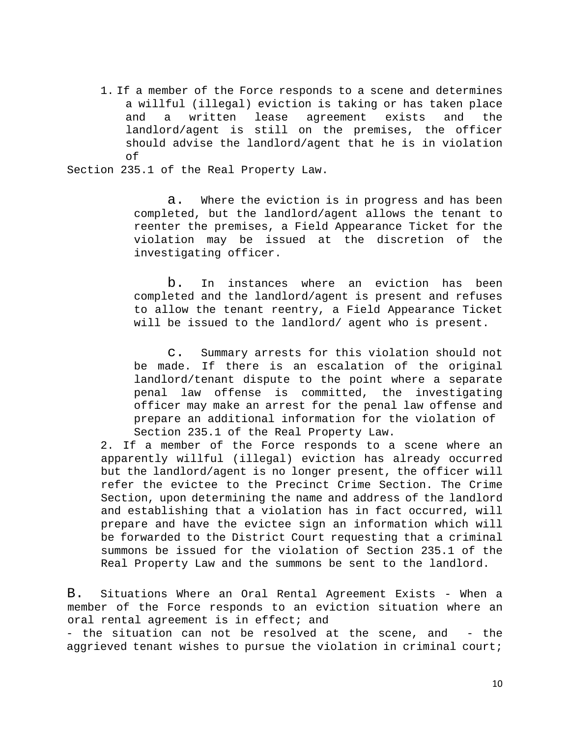1. If a member of the Force responds to a scene and determines a willful (illegal) eviction is taking or has taken place and a written lease agreement exists and the landlord/agent is still on the premises, the officer should advise the landlord/agent that he is in violation of Section 235.1 of the Real Property Law.

   a. Where the eviction is in progress and has been completed, but the landlord/agent allows the tenant to reenter the premises, a Field Appearance Ticket for the violation may be issued at the discretion of the investigating officer.

   b. In instances where an eviction has been completed and the landlord/agent is present and refuses to allow the tenant reentry, a Field Appearance Ticket will be issued to the landlord/ agent who is present.

   c. Summary arrests for this violation should not be made. If there is an escalation of the original landlord/tenant dispute to the point where a separate penal law offense is committed, the investigating officer may make an arrest for the penal law offense and prepare an additional information for the violation of Section 235.1 of the Real Property Law.

2. If a member of the Force responds to a scene where an apparently willful (illegal) eviction has already occurred but the landlord/agent is no longer present, the officer will refer the evictee to the Precinct Crime Section. The Crime Section, upon determining the name and address of the landlord and establishing that a violation has in fact occurred, will prepare and have the evictee sign an information which will be forwarded to the District Court requesting that a criminal summons be issued for the violation of Section 235.1 of the Real Property Law and the summons be sent to the landlord.

B. Situations Where an Oral Rental Agreement Exists - When a member of the Force responds to an eviction situation where an oral rental agreement is in effect; and
- the situation can not be resolved at the scene, and - the aggrieved tenant wishes to pursue the violation in criminal court;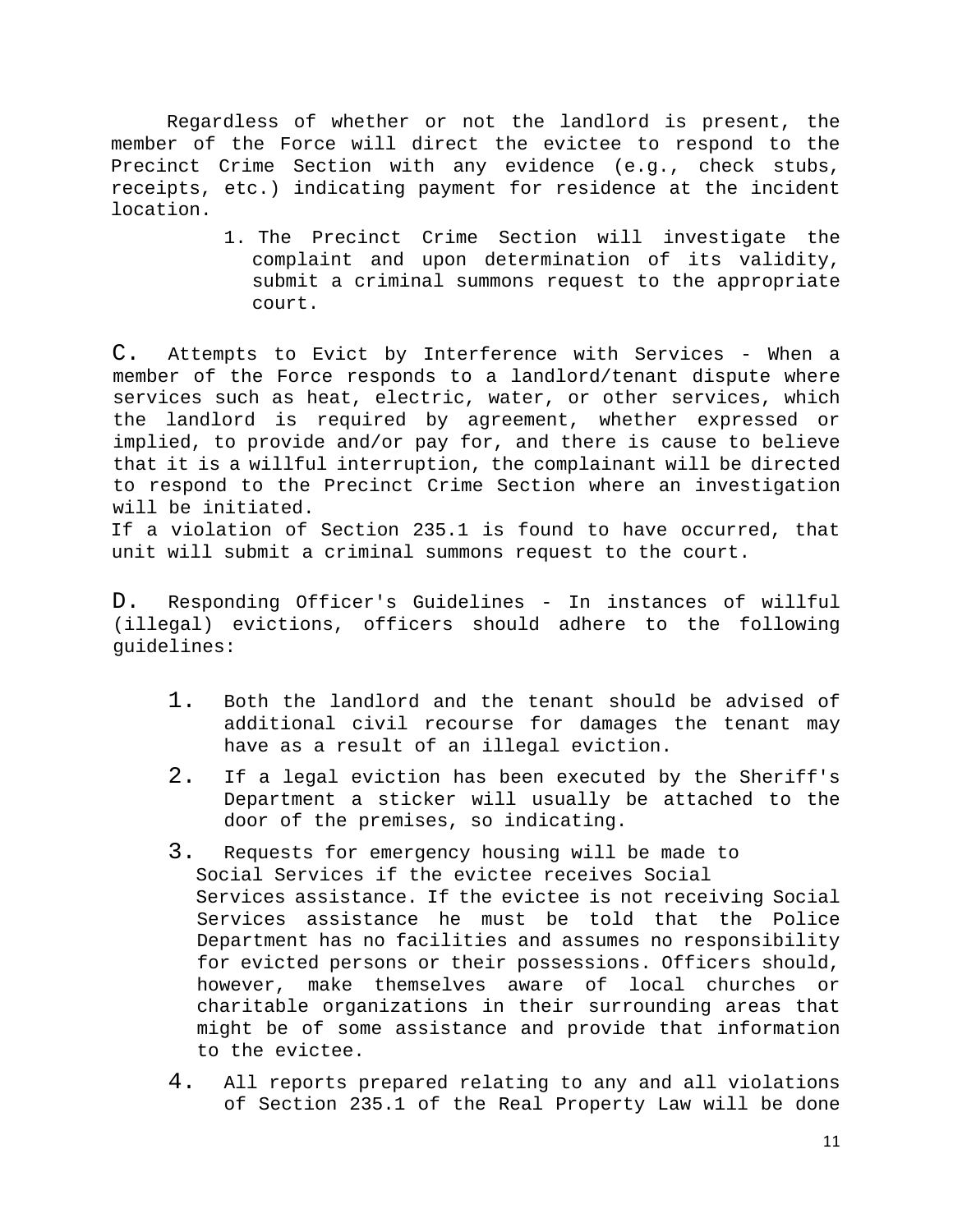Regardless of whether or not the landlord is present, the member of the Force will direct the evictee to respond to the Precinct Crime Section with any evidence (e.g., check stubs, receipts, etc.) indicating payment for residence at the incident location.

1. The Precinct Crime Section will investigate the complaint and upon determination of its validity, submit a criminal summons request to the appropriate court.

C. Attempts to Evict by Interference with Services - When a member of the Force responds to a landlord/tenant dispute where services such as heat, electric, water, or other services, which the landlord is required by agreement, whether expressed or implied, to provide and/or pay for, and there is cause to believe that it is a willful interruption, the complainant will be directed to respond to the Precinct Crime Section where an investigation will be initiated.
If a violation of Section 235.1 is found to have occurred, that unit will submit a criminal summons request to the court.

D. Responding Officer's Guidelines - In instances of willful (illegal) evictions, officers should adhere to the following guidelines:

1. Both the landlord and the tenant should be advised of additional civil recourse for damages the tenant may have as a result of an illegal eviction.
2. If a legal eviction has been executed by the Sheriff's Department a sticker will usually be attached to the door of the premises, so indicating.
3. Requests for emergency housing will be made to Social Services if the evictee receives Social Services assistance. If the evictee is not receiving Social Services assistance he must be told that the Police Department has no facilities and assumes no responsibility for evicted persons or their possessions. Officers should, however, make themselves aware of local churches or charitable organizations in their surrounding areas that might be of some assistance and provide that information to the evictee.
4. All reports prepared relating to any and all violations of Section 235.1 of the Real Property Law will be done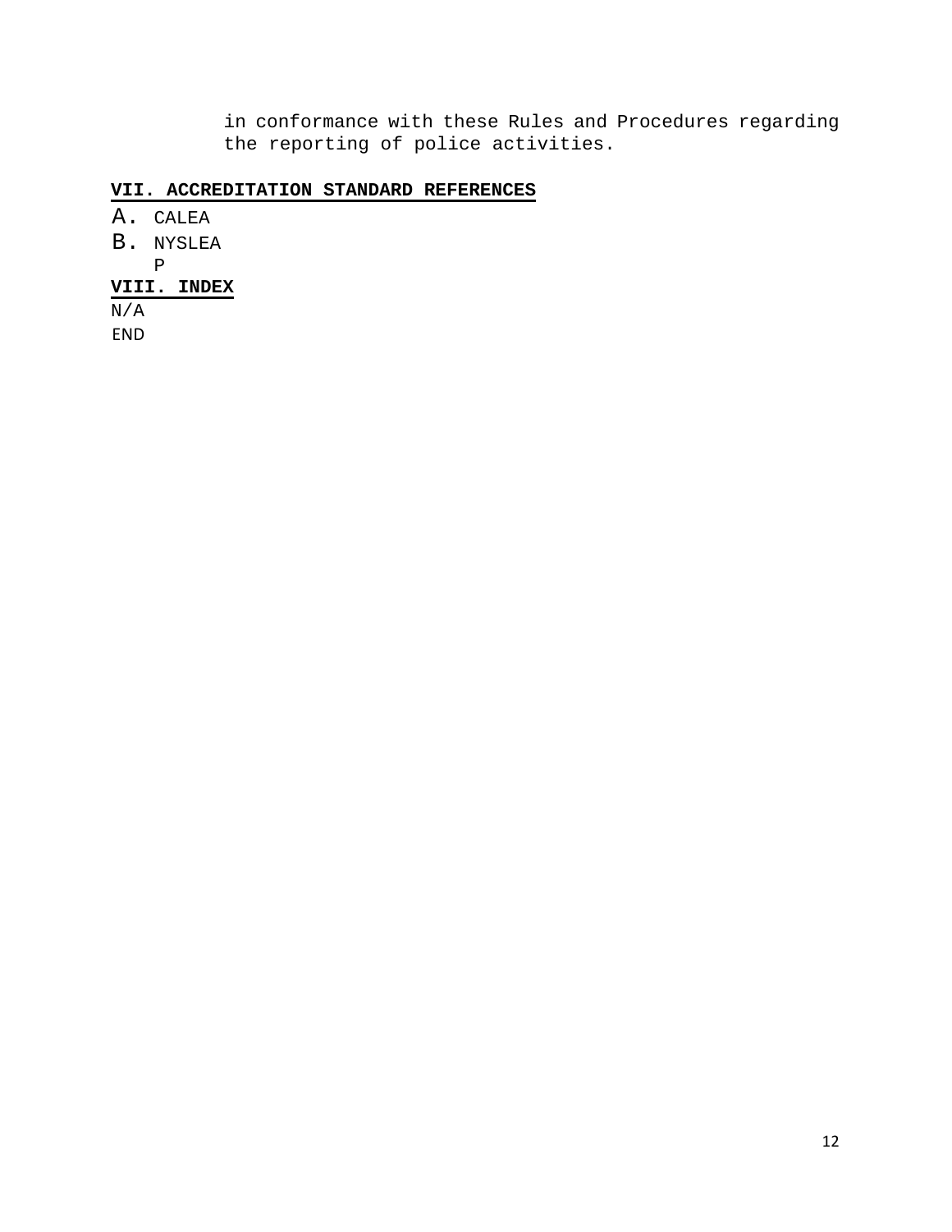in conformance with these Rules and Procedures regarding the reporting of police activities.

**VII. ACCREDITATION STANDARD REFERENCES**

A. CALEA
B. NYSLEAP

**VIII. INDEX**

N/A

END